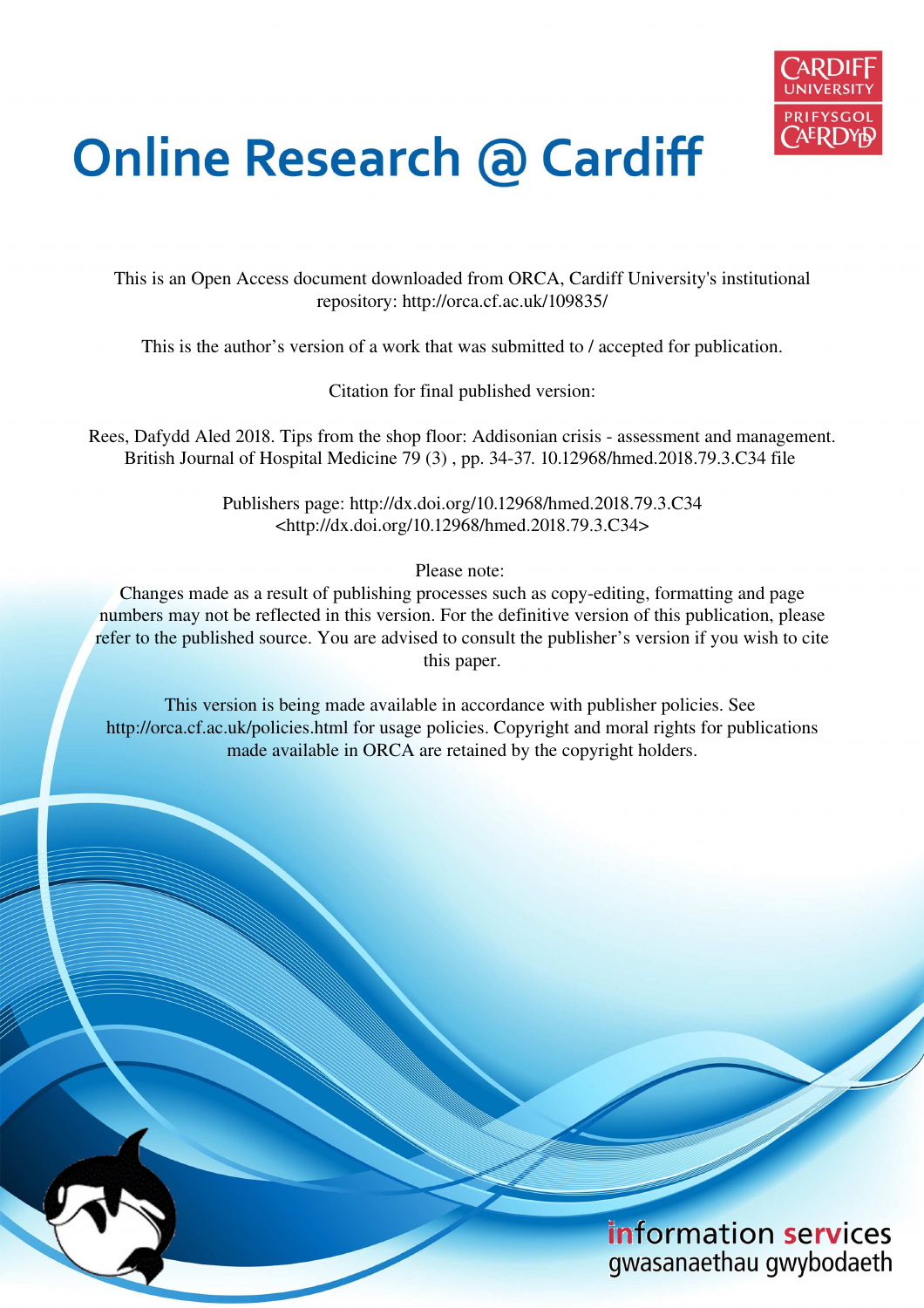# Online Research @ Cardiff

This is an Open Access document downloaded from ORCA, Cardiff University's institutional repository: http://orca.cf.ac.uk/109835/

This is the author's version of a work that was submitted to / accepted for publication.

Citation for final published version:

Rees, Dafydd Aled 2018. Tips from the shop floor: Addisonian crisis - assessment and management. British Journal of Hospital Medicine 79 (3) , pp. 34-37. 10.12968/hmed.2018.79.3.C34 file

Publishers page: http://dx.doi.org/10.12968/hmed.2018.79.3.C34 <http://dx.doi.org/10.12968/hmed.2018.79.3.C34>

Please note:
Changes made as a result of publishing processes such as copy-editing, formatting and page numbers may not be reflected in this version. For the definitive version of this publication, please refer to the published source. You are advised to consult the publisher's version if you wish to cite this paper.

This version is being made available in accordance with publisher policies. See http://orca.cf.ac.uk/policies.html for usage policies. Copyright and moral rights for publications made available in ORCA are retained by the copyright holders.

information services
gwasanaethau gwybodaeth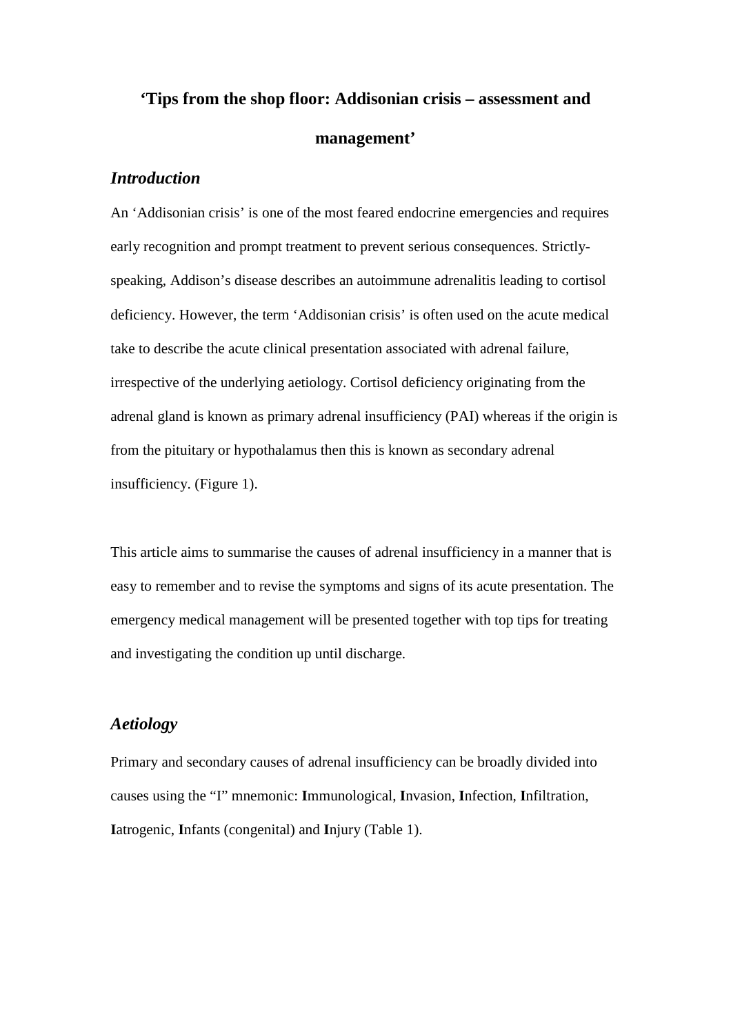# 'Tips from the shop floor: Addisonian crisis – assessment and management'

## *Introduction*

An 'Addisonian crisis' is one of the most feared endocrine emergencies and requires early recognition and prompt treatment to prevent serious consequences. Strictly-speaking, Addison's disease describes an autoimmune adrenalitis leading to cortisol deficiency. However, the term 'Addisonian crisis' is often used on the acute medical take to describe the acute clinical presentation associated with adrenal failure, irrespective of the underlying aetiology. Cortisol deficiency originating from the adrenal gland is known as primary adrenal insufficiency (PAI) whereas if the origin is from the pituitary or hypothalamus then this is known as secondary adrenal insufficiency. (Figure 1).

This article aims to summarise the causes of adrenal insufficiency in a manner that is easy to remember and to revise the symptoms and signs of its acute presentation. The emergency medical management will be presented together with top tips for treating and investigating the condition up until discharge.

## *Aetiology*

Primary and secondary causes of adrenal insufficiency can be broadly divided into causes using the "I" mnemonic: **I**mmunological, **I**nvasion, **I**nfection, **I**nfiltration, **I**atrogenic, **I**nfants (congenital) and **I**njury (Table 1).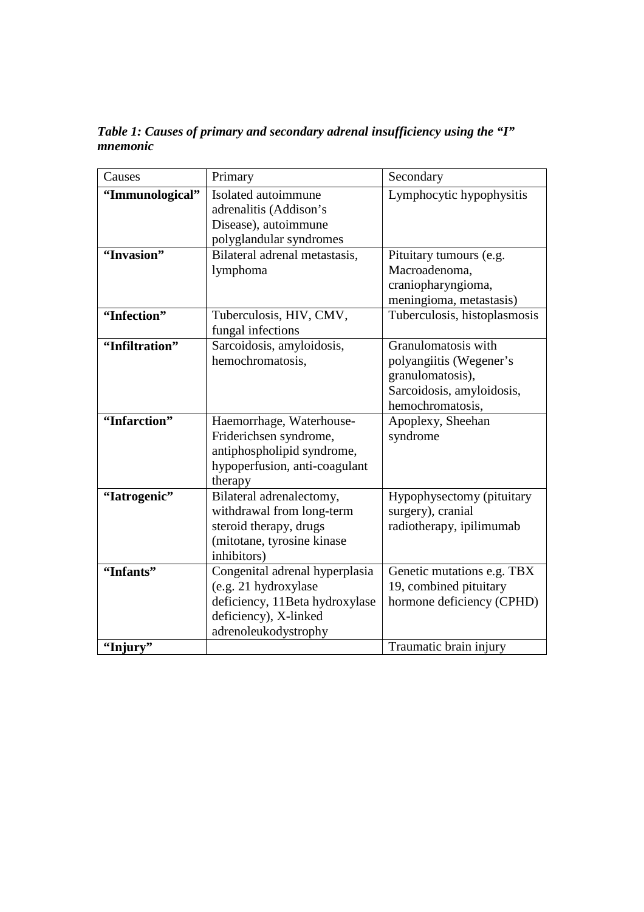***Table 1: Causes of primary and secondary adrenal insufficiency using the "I" mnemonic***

| Causes | Primary | Secondary |
|---|---|---|
| **"Immunological"** | Isolated autoimmune adrenalitis (Addison's Disease), autoimmune polyglandular syndromes | Lymphocytic hypophysitis |
| **"Invasion"** | Bilateral adrenal metastasis, lymphoma | Pituitary tumours (e.g. Macroadenoma, craniopharyngioma, meningioma, metastasis) |
| **"Infection"** | Tuberculosis, HIV, CMV, fungal infections | Tuberculosis, histoplasmosis |
| **"Infiltration"** | Sarcoidosis, amyloidosis, hemochromatosis, | Granulomatosis with polyangiitis (Wegener's granulomatosis), Sarcoidosis, amyloidosis, hemochromatosis, |
| **"Infarction"** | Haemorrhage, Waterhouse-Friderichsen syndrome, antiphospholipid syndrome, hypoperfusion, anti-coagulant therapy | Apoplexy, Sheehan syndrome |
| **"Iatrogenic"** | Bilateral adrenalectomy, withdrawal from long-term steroid therapy, drugs (mitotane, tyrosine kinase inhibitors) | Hypophysectomy (pituitary surgery), cranial radiotherapy, ipilimumab |
| **"Infants"** | Congenital adrenal hyperplasia (e.g. 21 hydroxylase deficiency, 11Beta hydroxylase deficiency), X-linked adrenoleukodystrophy | Genetic mutations e.g. TBX 19, combined pituitary hormone deficiency (CPHD) |
| **"Injury"** | | Traumatic brain injury |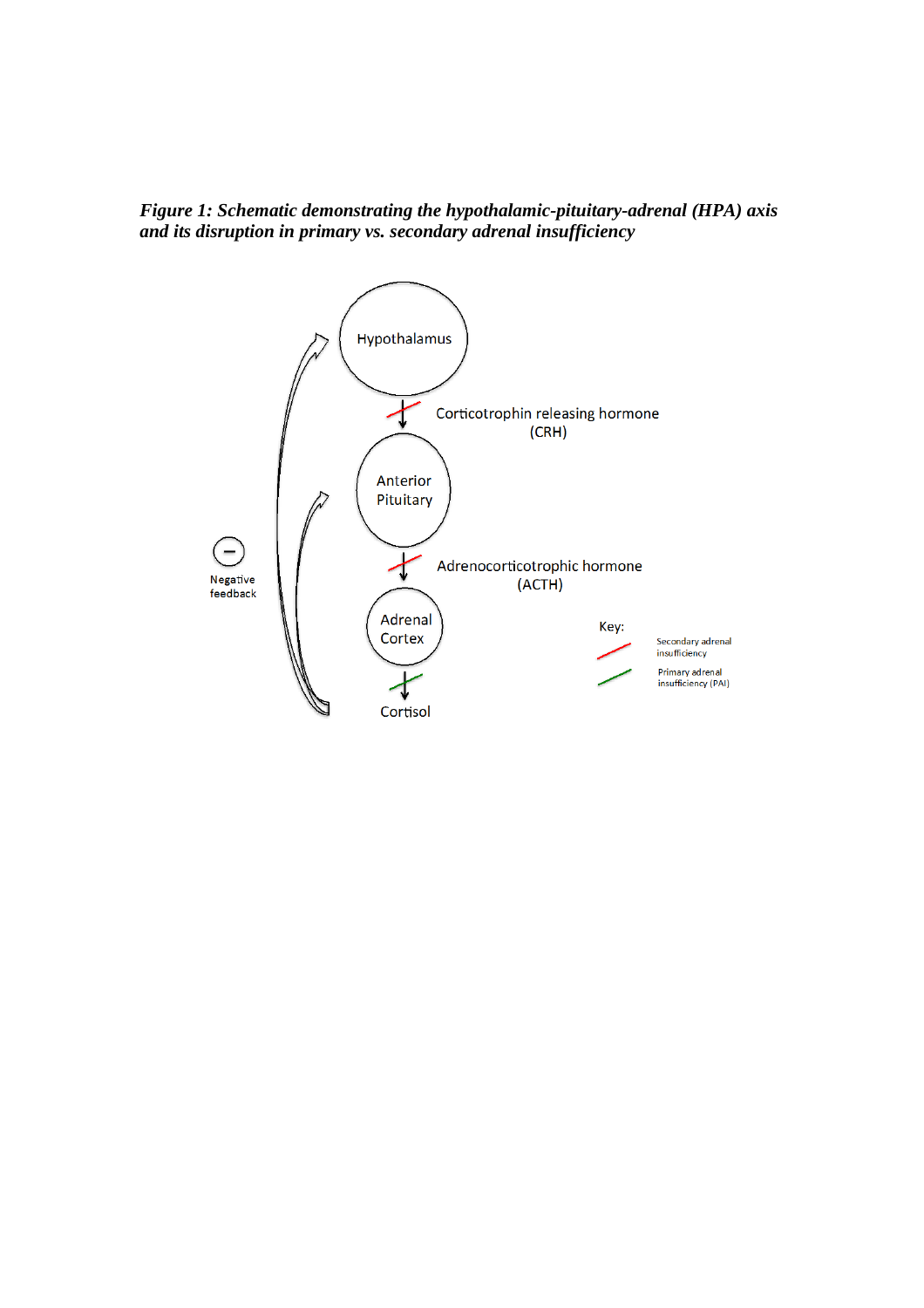*Figure 1: Schematic demonstrating the hypothalamic-pituitary-adrenal (HPA) axis and its disruption in primary vs. secondary adrenal insufficiency*

Hypothalamus

Corticotrophin releasing hormone (CRH)

Anterior Pituitary

Adrenocorticotrophic hormone (ACTH)

Adrenal Cortex

Cortisol

Negative feedback

Key:

Secondary adrenal insufficiency

Primary adrenal insufficiency (PAI)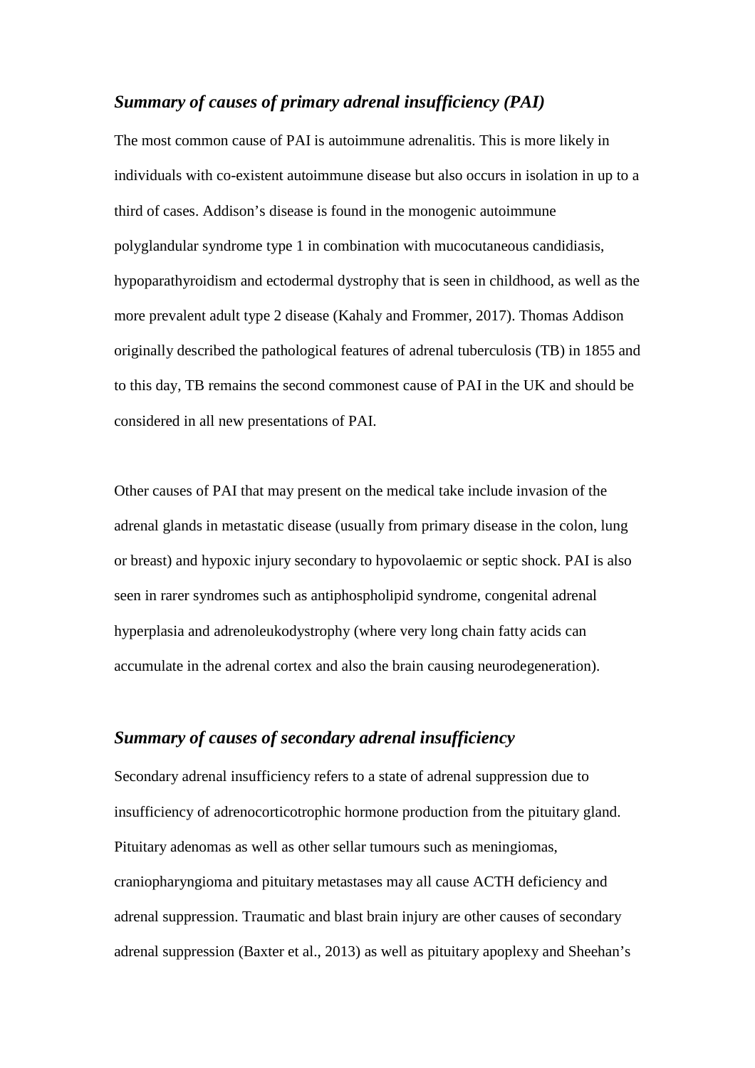### *Summary of causes of primary adrenal insufficiency (PAI)*

The most common cause of PAI is autoimmune adrenalitis. This is more likely in individuals with co-existent autoimmune disease but also occurs in isolation in up to a third of cases. Addison's disease is found in the monogenic autoimmune polyglandular syndrome type 1 in combination with mucocutaneous candidiasis, hypoparathyroidism and ectodermal dystrophy that is seen in childhood, as well as the more prevalent adult type 2 disease (Kahaly and Frommer, 2017). Thomas Addison originally described the pathological features of adrenal tuberculosis (TB) in 1855 and to this day, TB remains the second commonest cause of PAI in the UK and should be considered in all new presentations of PAI.

Other causes of PAI that may present on the medical take include invasion of the adrenal glands in metastatic disease (usually from primary disease in the colon, lung or breast) and hypoxic injury secondary to hypovolaemic or septic shock. PAI is also seen in rarer syndromes such as antiphospholipid syndrome, congenital adrenal hyperplasia and adrenoleukodystrophy (where very long chain fatty acids can accumulate in the adrenal cortex and also the brain causing neurodegeneration).

### *Summary of causes of secondary adrenal insufficiency*

Secondary adrenal insufficiency refers to a state of adrenal suppression due to insufficiency of adrenocorticotrophic hormone production from the pituitary gland. Pituitary adenomas as well as other sellar tumours such as meningiomas, craniopharyngioma and pituitary metastases may all cause ACTH deficiency and adrenal suppression. Traumatic and blast brain injury are other causes of secondary adrenal suppression (Baxter et al., 2013) as well as pituitary apoplexy and Sheehan's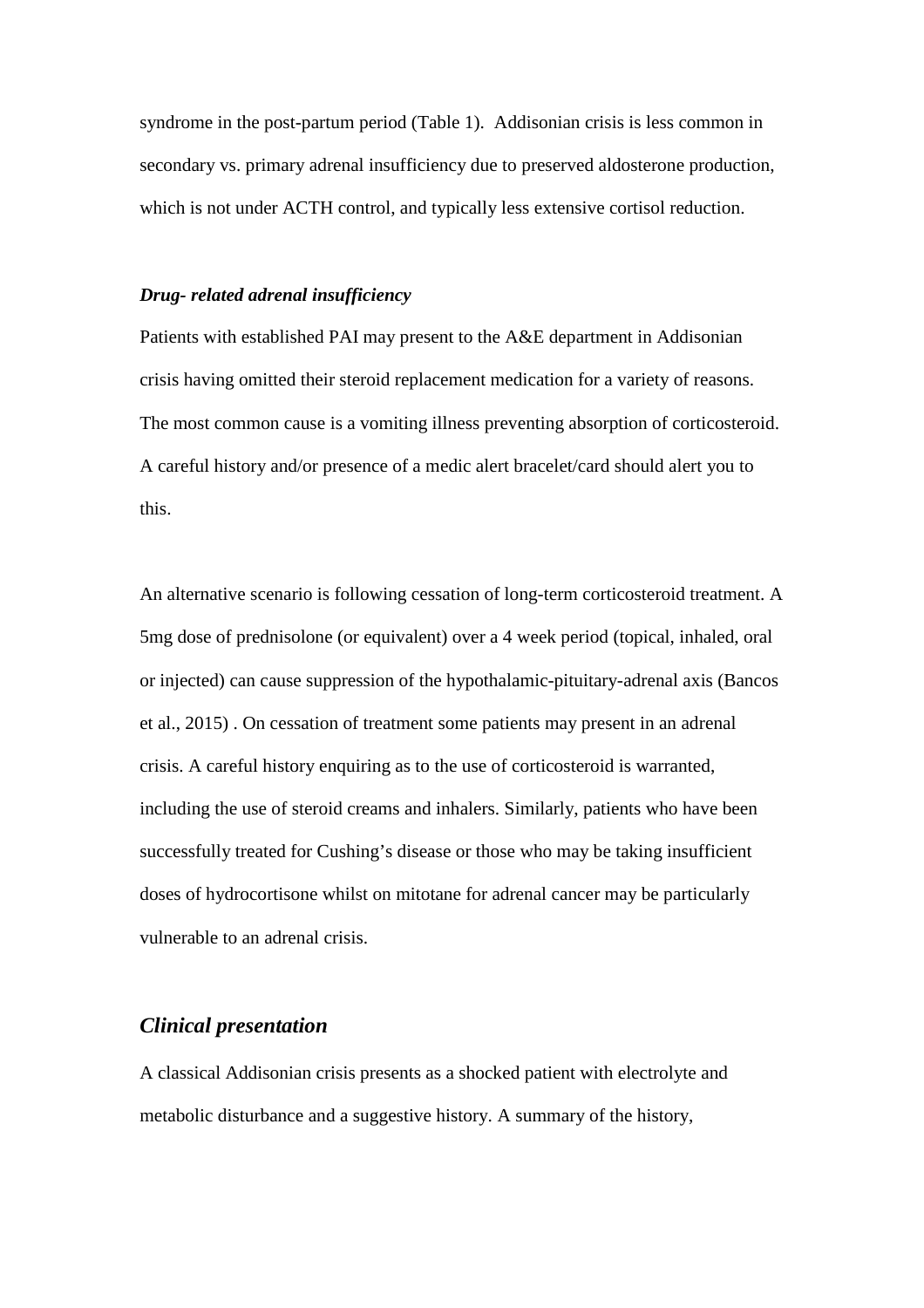syndrome in the post-partum period (Table 1). Addisonian crisis is less common in secondary vs. primary adrenal insufficiency due to preserved aldosterone production, which is not under ACTH control, and typically less extensive cortisol reduction.

***Drug- related adrenal insufficiency***

Patients with established PAI may present to the A&E department in Addisonian crisis having omitted their steroid replacement medication for a variety of reasons. The most common cause is a vomiting illness preventing absorption of corticosteroid. A careful history and/or presence of a medic alert bracelet/card should alert you to this.

An alternative scenario is following cessation of long-term corticosteroid treatment. A 5mg dose of prednisolone (or equivalent) over a 4 week period (topical, inhaled, oral or injected) can cause suppression of the hypothalamic-pituitary-adrenal axis (Bancos et al., 2015) . On cessation of treatment some patients may present in an adrenal crisis. A careful history enquiring as to the use of corticosteroid is warranted, including the use of steroid creams and inhalers. Similarly, patients who have been successfully treated for Cushing's disease or those who may be taking insufficient doses of hydrocortisone whilst on mitotane for adrenal cancer may be particularly vulnerable to an adrenal crisis.

## *Clinical presentation*

A classical Addisonian crisis presents as a shocked patient with electrolyte and metabolic disturbance and a suggestive history. A summary of the history,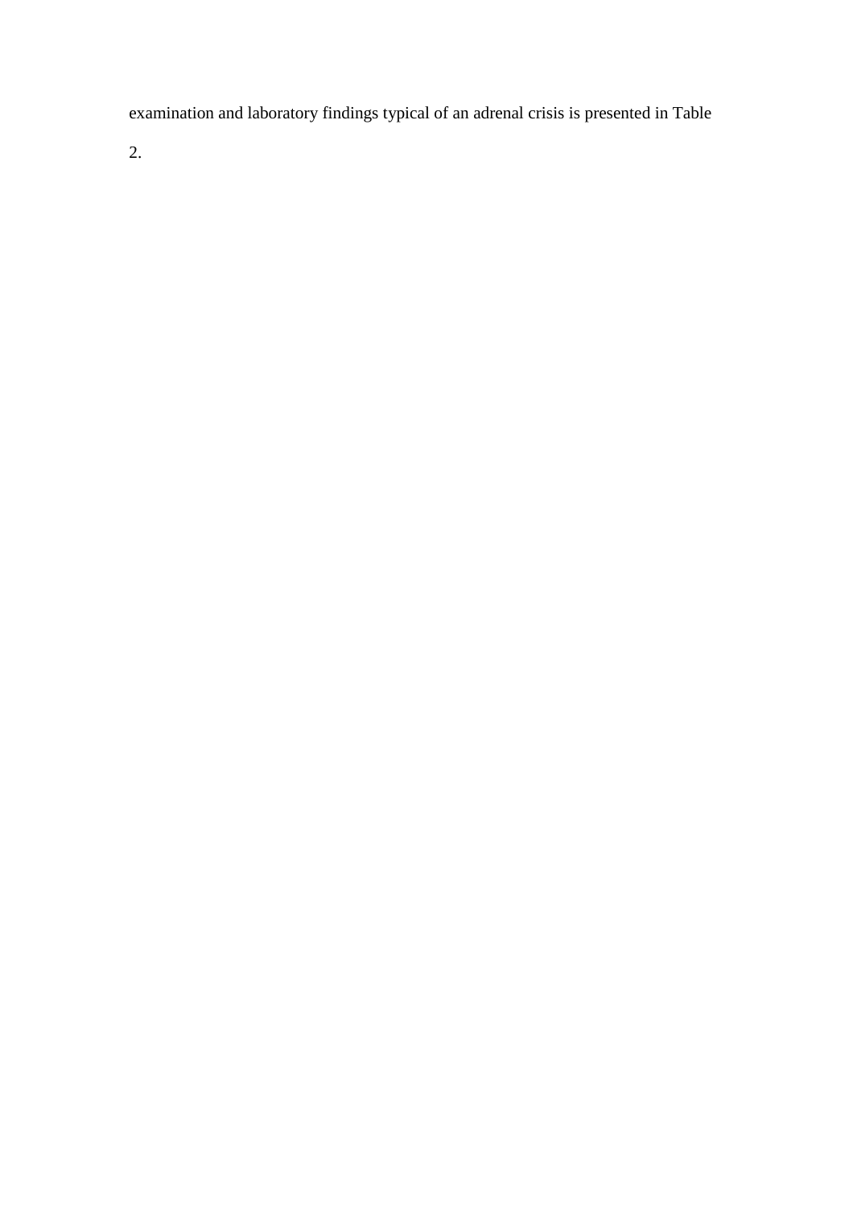examination and laboratory findings typical of an adrenal crisis is presented in Table 2.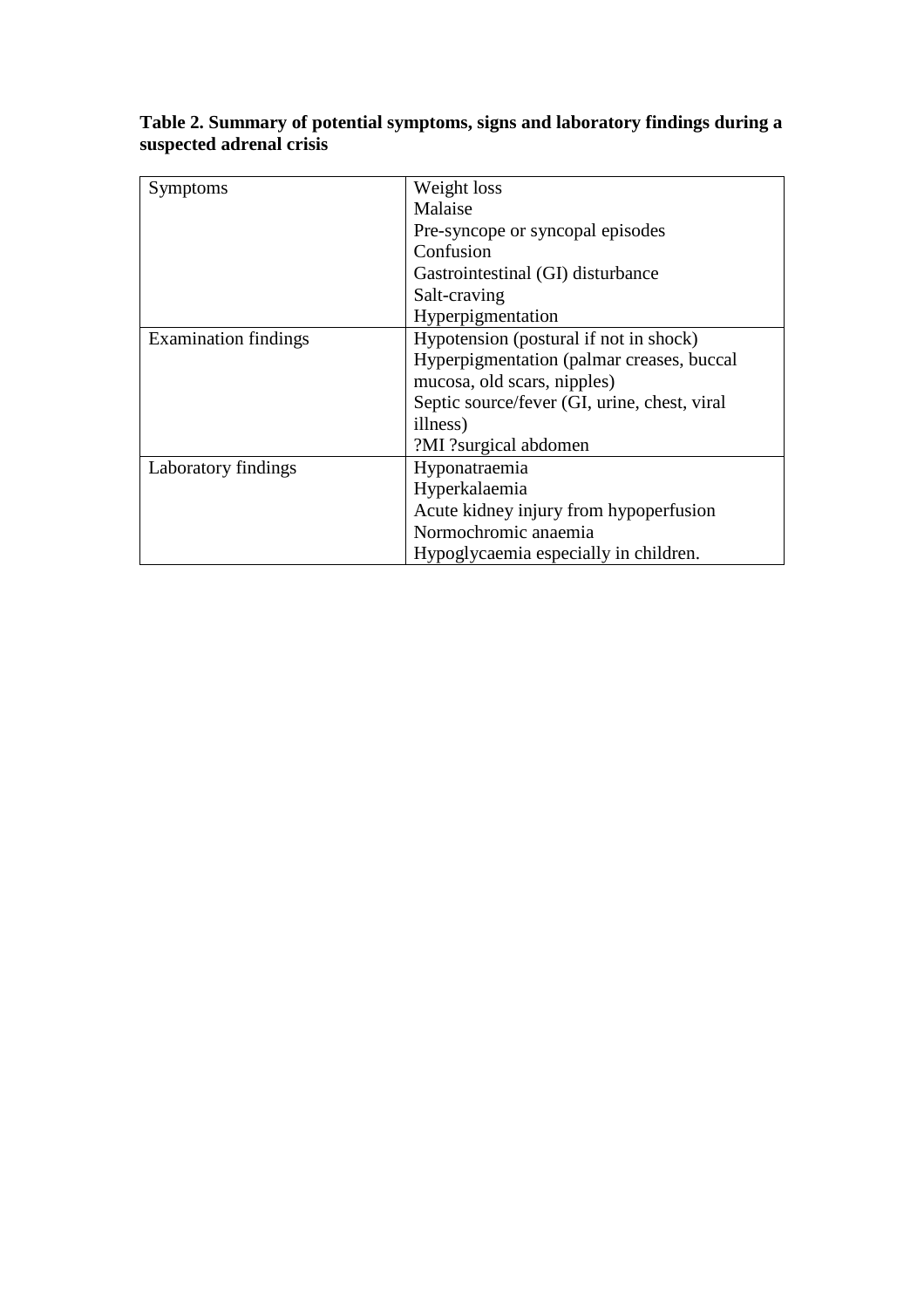**Table 2. Summary of potential symptoms, signs and laboratory findings during a suspected adrenal crisis**

| | |
|---|---|
| Symptoms | Weight loss<br>Malaise<br>Pre-syncope or syncopal episodes<br>Confusion<br>Gastrointestinal (GI) disturbance<br>Salt-craving<br>Hyperpigmentation |
| Examination findings | Hypotension (postural if not in shock)<br>Hyperpigmentation (palmar creases, buccal mucosa, old scars, nipples)<br>Septic source/fever (GI, urine, chest, viral illness)<br>?MI ?surgical abdomen |
| Laboratory findings | Hyponatraemia<br>Hyperkalaemia<br>Acute kidney injury from hypoperfusion<br>Normochromic anaemia<br>Hypoglycaemia especially in children. |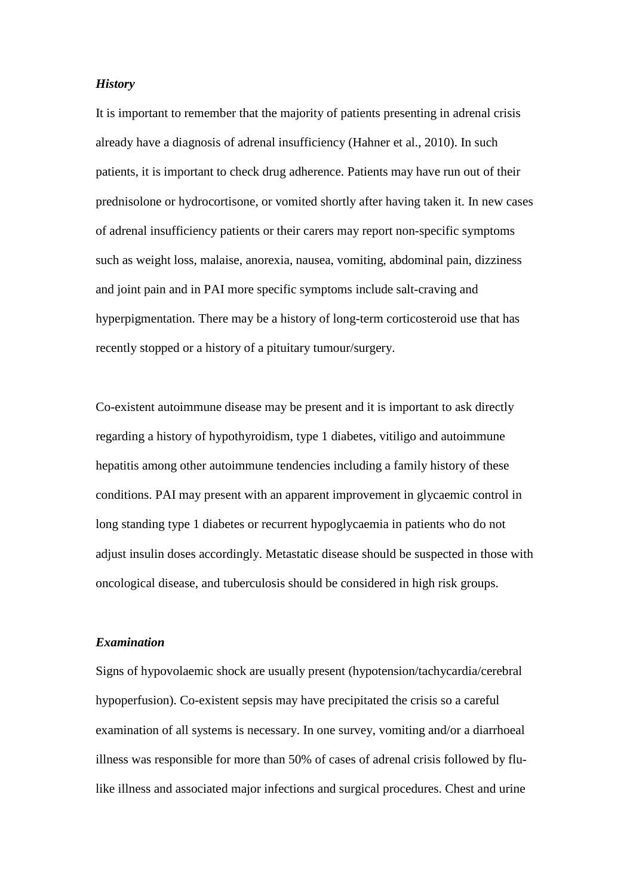***History***

It is important to remember that the majority of patients presenting in adrenal crisis already have a diagnosis of adrenal insufficiency (Hahner et al., 2010). In such patients, it is important to check drug adherence. Patients may have run out of their prednisolone or hydrocortisone, or vomited shortly after having taken it. In new cases of adrenal insufficiency patients or their carers may report non-specific symptoms such as weight loss, malaise, anorexia, nausea, vomiting, abdominal pain, dizziness and joint pain and in PAI more specific symptoms include salt-craving and hyperpigmentation. There may be a history of long-term corticosteroid use that has recently stopped or a history of a pituitary tumour/surgery.

Co-existent autoimmune disease may be present and it is important to ask directly regarding a history of hypothyroidism, type 1 diabetes, vitiligo and autoimmune hepatitis among other autoimmune tendencies including a family history of these conditions. PAI may present with an apparent improvement in glycaemic control in long standing type 1 diabetes or recurrent hypoglycaemia in patients who do not adjust insulin doses accordingly. Metastatic disease should be suspected in those with oncological disease, and tuberculosis should be considered in high risk groups.

***Examination***

Signs of hypovolaemic shock are usually present (hypotension/tachycardia/cerebral hypoperfusion). Co-existent sepsis may have precipitated the crisis so a careful examination of all systems is necessary. In one survey, vomiting and/or a diarrhoeal illness was responsible for more than 50% of cases of adrenal crisis followed by flu-like illness and associated major infections and surgical procedures. Chest and urine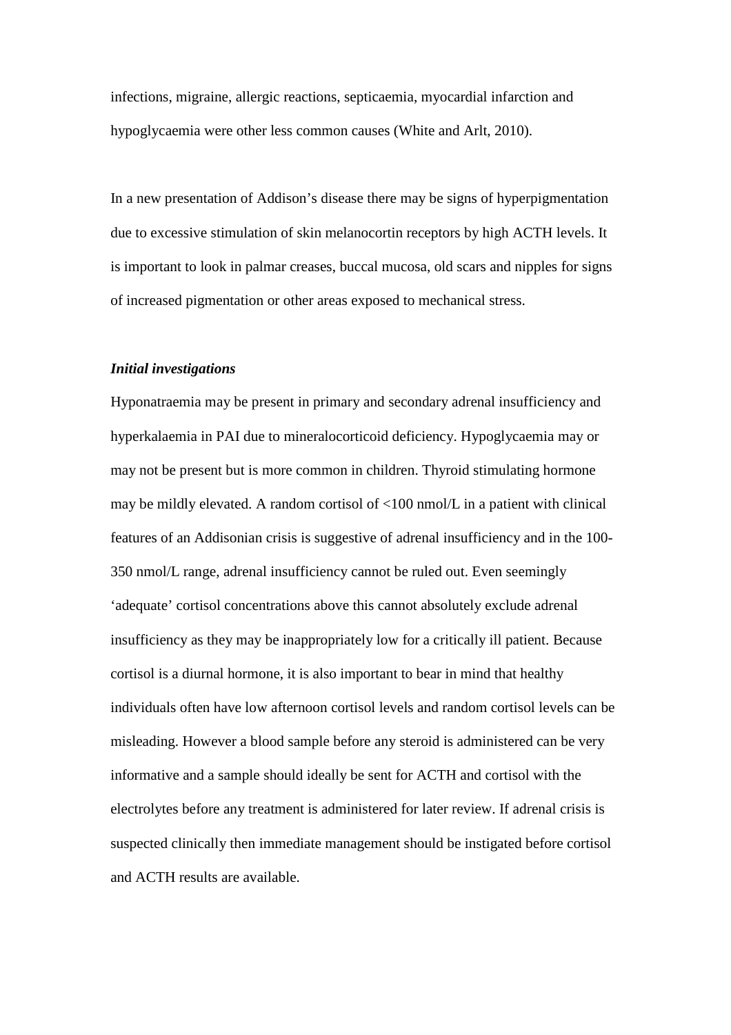infections, migraine, allergic reactions, septicaemia, myocardial infarction and hypoglycaemia were other less common causes (White and Arlt, 2010).

In a new presentation of Addison's disease there may be signs of hyperpigmentation due to excessive stimulation of skin melanocortin receptors by high ACTH levels. It is important to look in palmar creases, buccal mucosa, old scars and nipples for signs of increased pigmentation or other areas exposed to mechanical stress.

***Initial investigations***

Hyponatraemia may be present in primary and secondary adrenal insufficiency and hyperkalaemia in PAI due to mineralocorticoid deficiency. Hypoglycaemia may or may not be present but is more common in children. Thyroid stimulating hormone may be mildly elevated. A random cortisol of <100 nmol/L in a patient with clinical features of an Addisonian crisis is suggestive of adrenal insufficiency and in the 100-350 nmol/L range, adrenal insufficiency cannot be ruled out. Even seemingly 'adequate' cortisol concentrations above this cannot absolutely exclude adrenal insufficiency as they may be inappropriately low for a critically ill patient. Because cortisol is a diurnal hormone, it is also important to bear in mind that healthy individuals often have low afternoon cortisol levels and random cortisol levels can be misleading. However a blood sample before any steroid is administered can be very informative and a sample should ideally be sent for ACTH and cortisol with the electrolytes before any treatment is administered for later review. If adrenal crisis is suspected clinically then immediate management should be instigated before cortisol and ACTH results are available.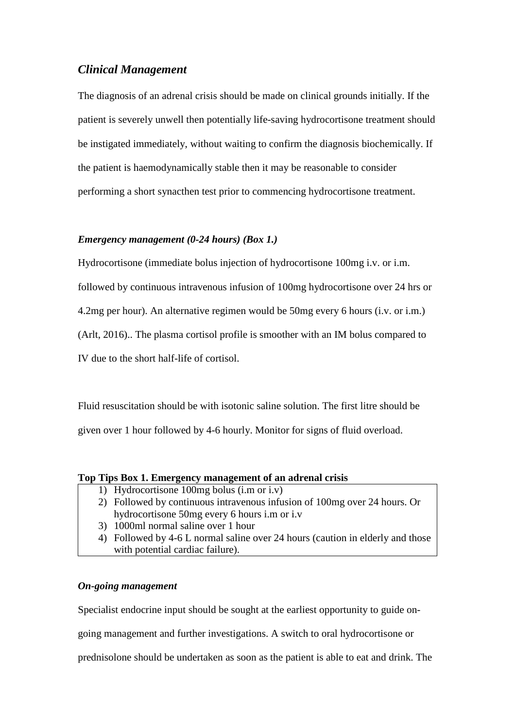## *Clinical Management*

The diagnosis of an adrenal crisis should be made on clinical grounds initially. If the patient is severely unwell then potentially life-saving hydrocortisone treatment should be instigated immediately, without waiting to confirm the diagnosis biochemically. If the patient is haemodynamically stable then it may be reasonable to consider performing a short synacthen test prior to commencing hydrocortisone treatment.

### *Emergency management (0-24 hours) (Box 1.)*

Hydrocortisone (immediate bolus injection of hydrocortisone 100mg i.v. or i.m. followed by continuous intravenous infusion of 100mg hydrocortisone over 24 hrs or 4.2mg per hour). An alternative regimen would be 50mg every 6 hours (i.v. or i.m.) (Arlt, 2016).. The plasma cortisol profile is smoother with an IM bolus compared to IV due to the short half-life of cortisol.

Fluid resuscitation should be with isotonic saline solution. The first litre should be given over 1 hour followed by 4-6 hourly. Monitor for signs of fluid overload.

**Top Tips Box 1. Emergency management of an adrenal crisis**

1) Hydrocortisone 100mg bolus (i.m or i.v)
2) Followed by continuous intravenous infusion of 100mg over 24 hours. Or hydrocortisone 50mg every 6 hours i.m or i.v
3) 1000ml normal saline over 1 hour
4) Followed by 4-6 L normal saline over 24 hours (caution in elderly and those with potential cardiac failure).

### *On-going management*

Specialist endocrine input should be sought at the earliest opportunity to guide on-going management and further investigations. A switch to oral hydrocortisone or prednisolone should be undertaken as soon as the patient is able to eat and drink. The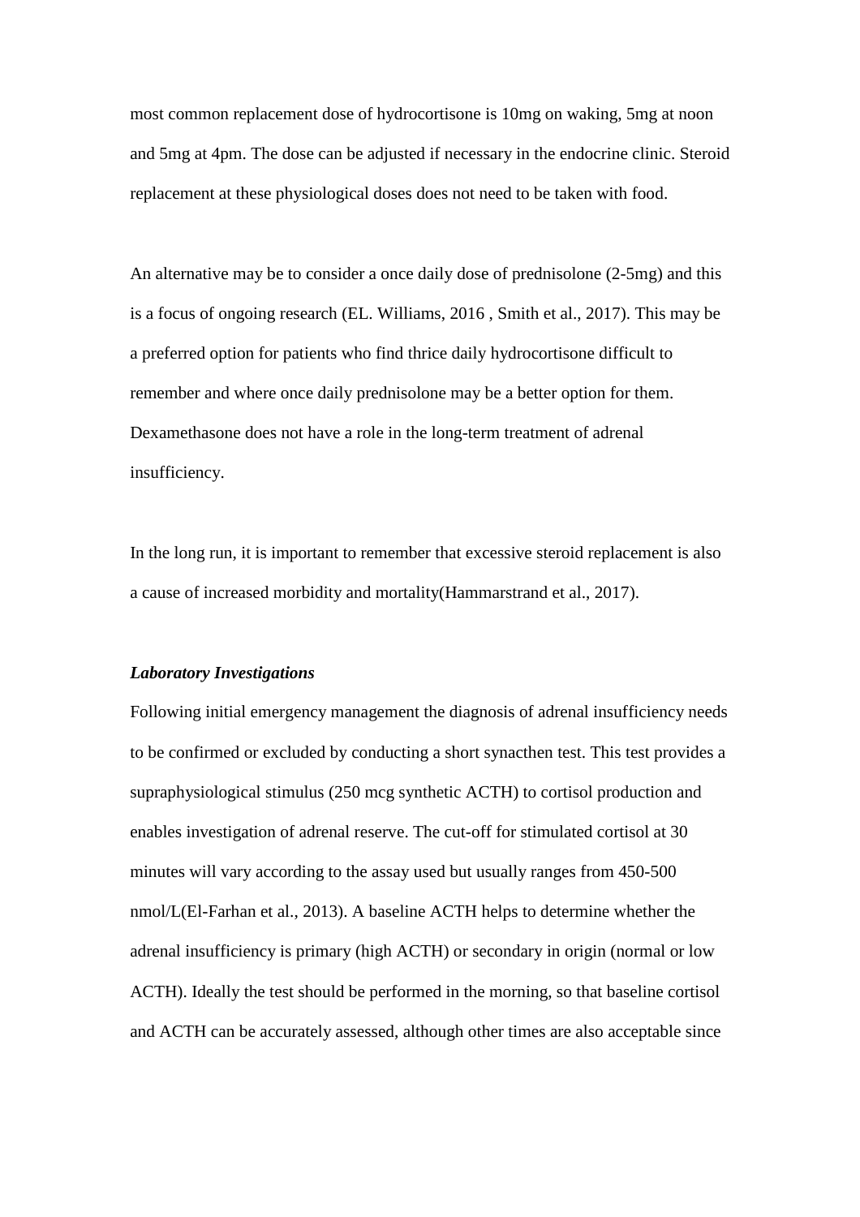most common replacement dose of hydrocortisone is 10mg on waking, 5mg at noon and 5mg at 4pm. The dose can be adjusted if necessary in the endocrine clinic. Steroid replacement at these physiological doses does not need to be taken with food.

An alternative may be to consider a once daily dose of prednisolone (2-5mg) and this is a focus of ongoing research (EL. Williams, 2016 , Smith et al., 2017). This may be a preferred option for patients who find thrice daily hydrocortisone difficult to remember and where once daily prednisolone may be a better option for them. Dexamethasone does not have a role in the long-term treatment of adrenal insufficiency.

In the long run, it is important to remember that excessive steroid replacement is also a cause of increased morbidity and mortality(Hammarstrand et al., 2017).

***Laboratory Investigations***

Following initial emergency management the diagnosis of adrenal insufficiency needs to be confirmed or excluded by conducting a short synacthen test. This test provides a supraphysiological stimulus (250 mcg synthetic ACTH) to cortisol production and enables investigation of adrenal reserve. The cut-off for stimulated cortisol at 30 minutes will vary according to the assay used but usually ranges from 450-500 nmol/L(El-Farhan et al., 2013). A baseline ACTH helps to determine whether the adrenal insufficiency is primary (high ACTH) or secondary in origin (normal or low ACTH). Ideally the test should be performed in the morning, so that baseline cortisol and ACTH can be accurately assessed, although other times are also acceptable since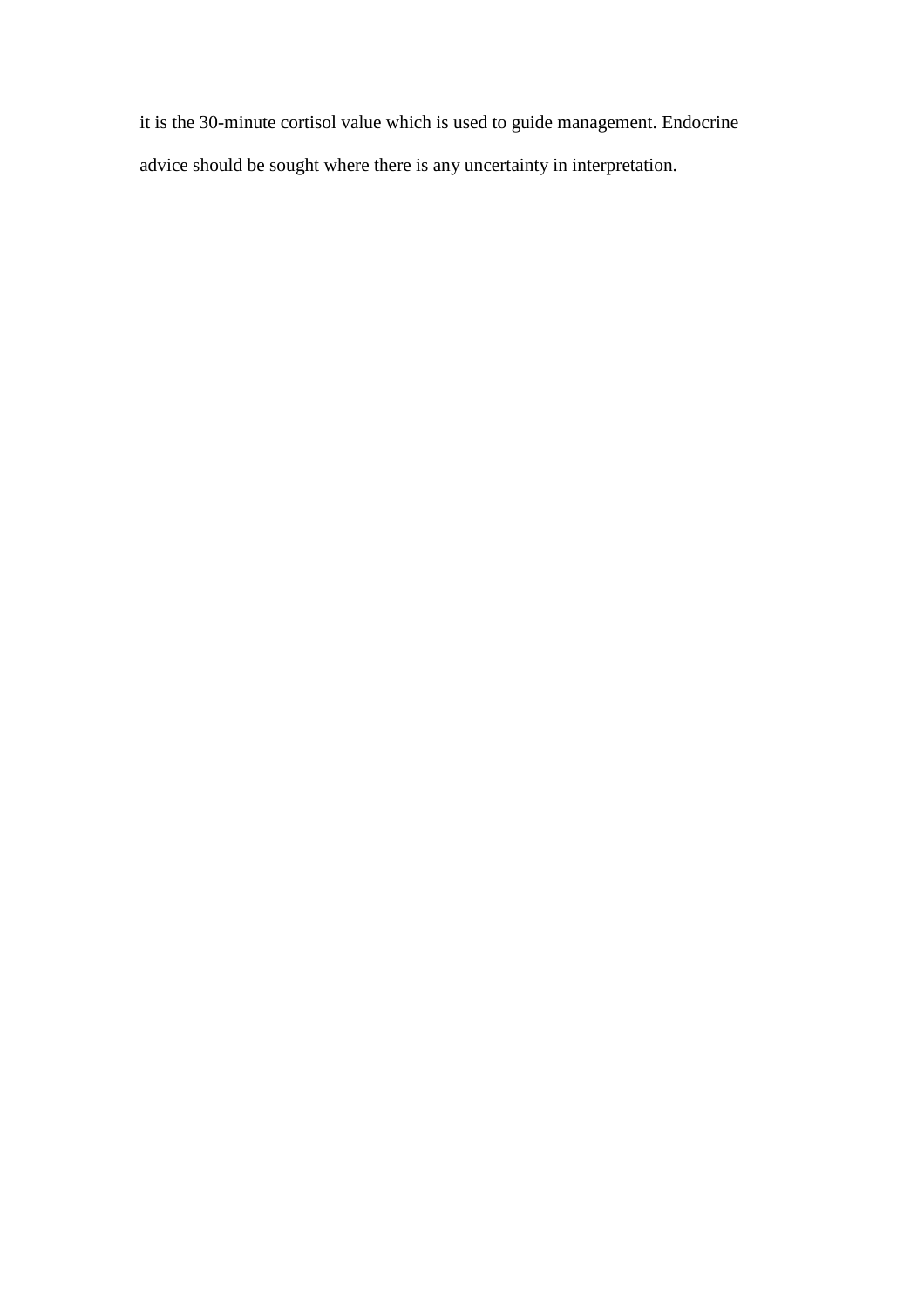it is the 30-minute cortisol value which is used to guide management. Endocrine advice should be sought where there is any uncertainty in interpretation.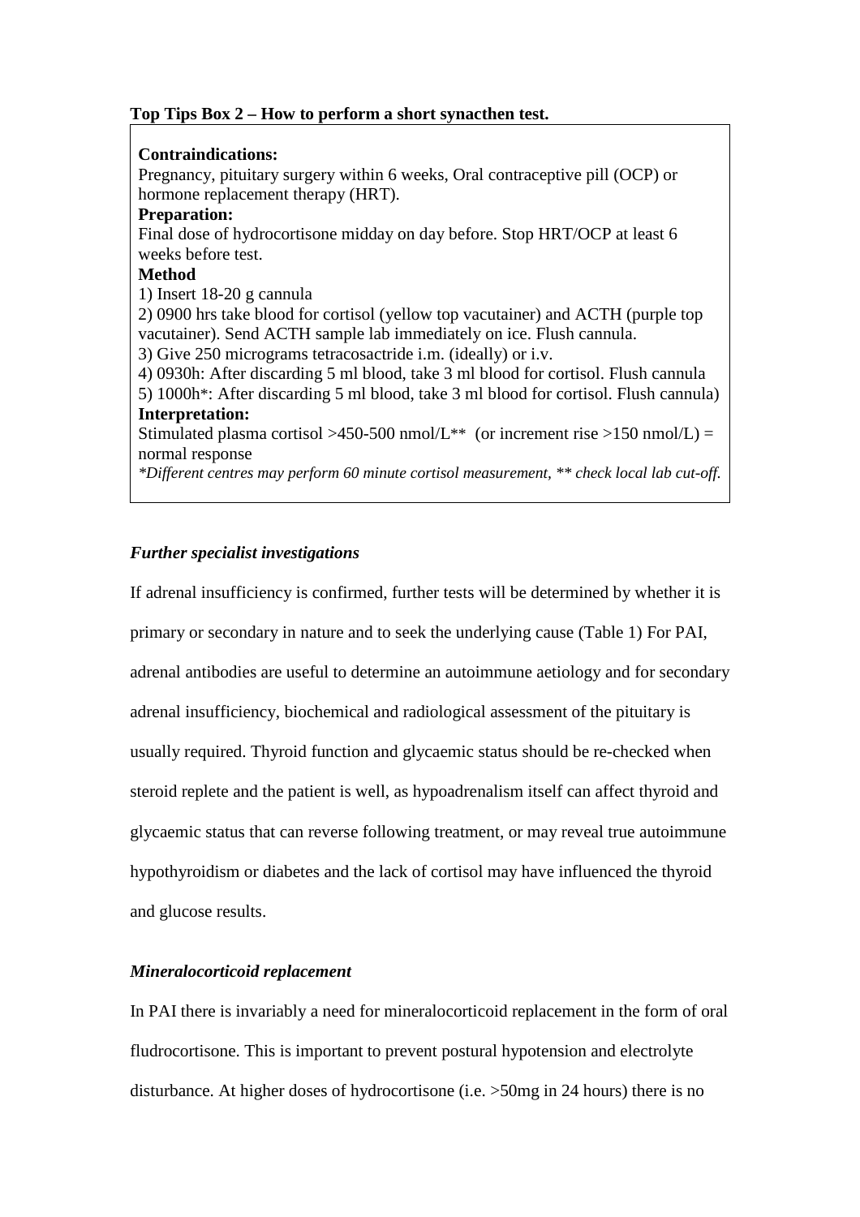**Top Tips Box 2 – How to perform a short synacthen test.**

**Contraindications:**
Pregnancy, pituitary surgery within 6 weeks, Oral contraceptive pill (OCP) or hormone replacement therapy (HRT).

**Preparation:**
Final dose of hydrocortisone midday on day before. Stop HRT/OCP at least 6 weeks before test.

**Method**
1) Insert 18-20 g cannula
2) 0900 hrs take blood for cortisol (yellow top vacutainer) and ACTH (purple top vacutainer). Send ACTH sample lab immediately on ice. Flush cannula.
3) Give 250 micrograms tetracosactride i.m. (ideally) or i.v.
4) 0930h: After discarding 5 ml blood, take 3 ml blood for cortisol. Flush cannula
5) 1000h*: After discarding 5 ml blood, take 3 ml blood for cortisol. Flush cannula)

**Interpretation:**
Stimulated plasma cortisol >450-500 nmol/L** (or increment rise >150 nmol/L) = normal response
*\*Different centres may perform 60 minute cortisol measurement, \*\* check local lab cut-off.*

### *Further specialist investigations*

If adrenal insufficiency is confirmed, further tests will be determined by whether it is primary or secondary in nature and to seek the underlying cause (Table 1) For PAI, adrenal antibodies are useful to determine an autoimmune aetiology and for secondary adrenal insufficiency, biochemical and radiological assessment of the pituitary is usually required. Thyroid function and glycaemic status should be re-checked when steroid replete and the patient is well, as hypoadrenalism itself can affect thyroid and glycaemic status that can reverse following treatment, or may reveal true autoimmune hypothyroidism or diabetes and the lack of cortisol may have influenced the thyroid and glucose results.

### *Mineralocorticoid replacement*

In PAI there is invariably a need for mineralocorticoid replacement in the form of oral fludrocortisone. This is important to prevent postural hypotension and electrolyte disturbance. At higher doses of hydrocortisone (i.e. >50mg in 24 hours) there is no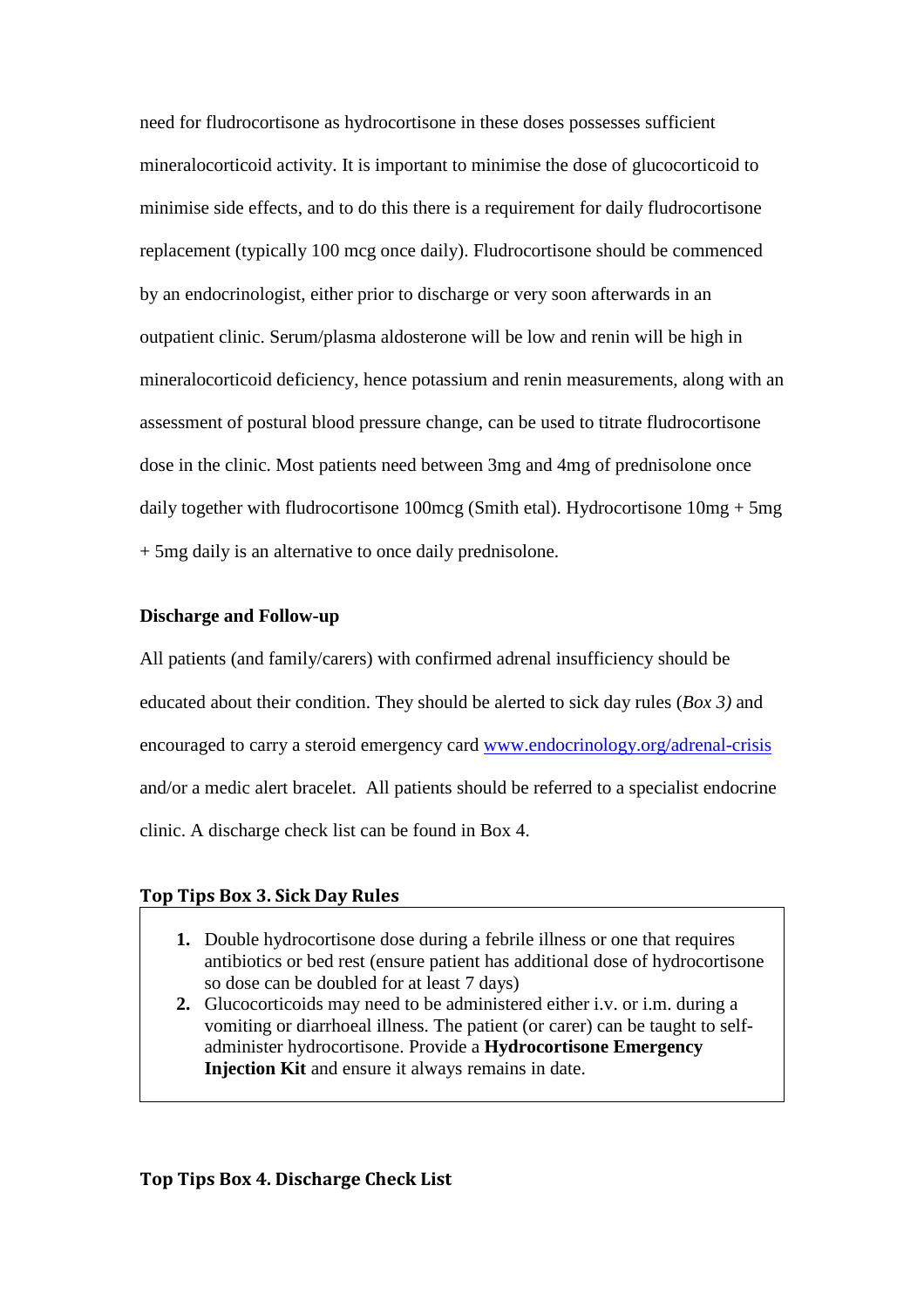need for fludrocortisone as hydrocortisone in these doses possesses sufficient mineralocorticoid activity. It is important to minimise the dose of glucocorticoid to minimise side effects, and to do this there is a requirement for daily fludrocortisone replacement (typically 100 mcg once daily). Fludrocortisone should be commenced by an endocrinologist, either prior to discharge or very soon afterwards in an outpatient clinic. Serum/plasma aldosterone will be low and renin will be high in mineralocorticoid deficiency, hence potassium and renin measurements, along with an assessment of postural blood pressure change, can be used to titrate fludrocortisone dose in the clinic. Most patients need between 3mg and 4mg of prednisolone once daily together with fludrocortisone 100mcg (Smith etal). Hydrocortisone 10mg + 5mg + 5mg daily is an alternative to once daily prednisolone.

**Discharge and Follow-up**

All patients (and family/carers) with confirmed adrenal insufficiency should be educated about their condition. They should be alerted to sick day rules (*Box 3)* and encouraged to carry a steroid emergency card [www.endocrinology.org/adrenal-crisis](http://www.endocrinology.org/adrenal-crisis) and/or a medic alert bracelet. All patients should be referred to a specialist endocrine clinic. A discharge check list can be found in Box 4.

**Top Tips Box 3. Sick Day Rules**

1. Double hydrocortisone dose during a febrile illness or one that requires antibiotics or bed rest (ensure patient has additional dose of hydrocortisone so dose can be doubled for at least 7 days)
2. Glucocorticoids may need to be administered either i.v. or i.m. during a vomiting or diarrhoeal illness. The patient (or carer) can be taught to self-administer hydrocortisone. Provide a **Hydrocortisone Emergency Injection Kit** and ensure it always remains in date.

**Top Tips Box 4. Discharge Check List**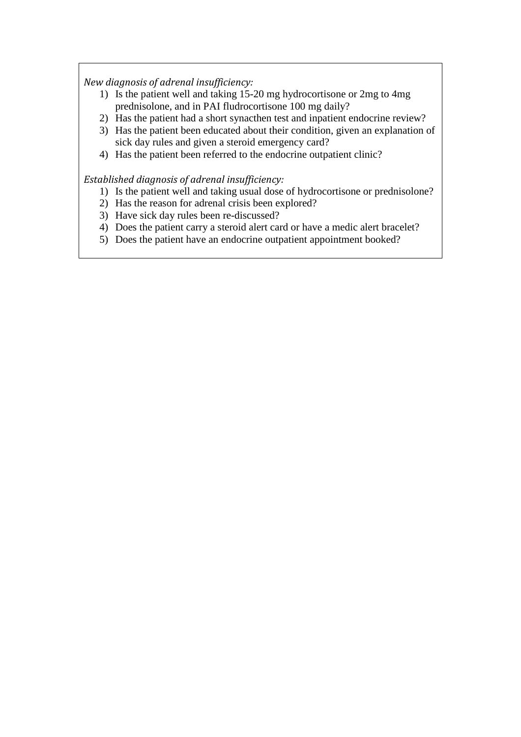*New diagnosis of adrenal insufficiency:*

1) Is the patient well and taking 15-20 mg hydrocortisone or 2mg to 4mg prednisolone, and in PAI fludrocortisone 100 mg daily?
2) Has the patient had a short synacthen test and inpatient endocrine review?
3) Has the patient been educated about their condition, given an explanation of sick day rules and given a steroid emergency card?
4) Has the patient been referred to the endocrine outpatient clinic?

*Established diagnosis of adrenal insufficiency:*

1) Is the patient well and taking usual dose of hydrocortisone or prednisolone?
2) Has the reason for adrenal crisis been explored?
3) Have sick day rules been re-discussed?
4) Does the patient carry a steroid alert card or have a medic alert bracelet?
5) Does the patient have an endocrine outpatient appointment booked?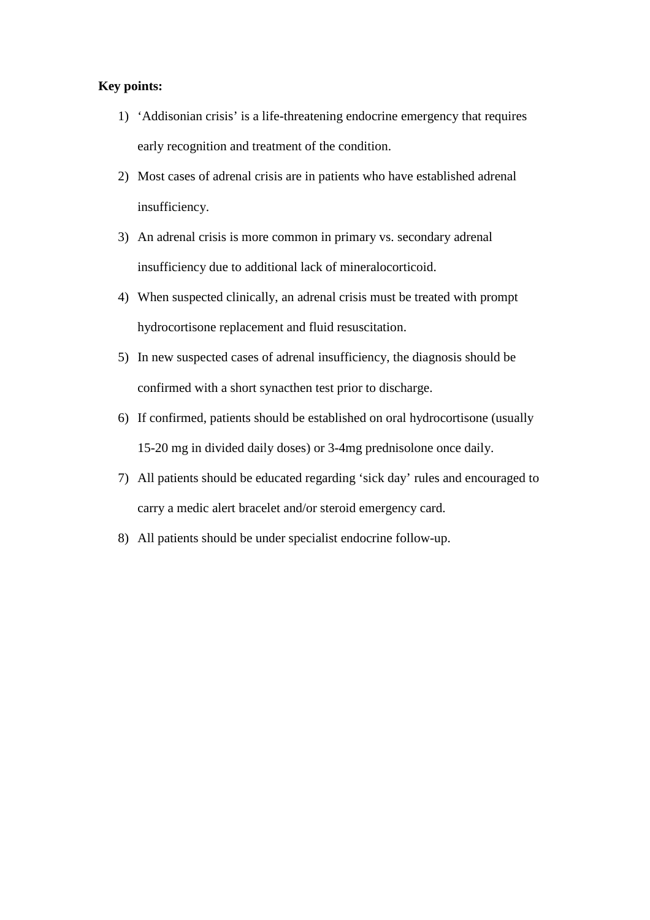**Key points:**

1) ‘Addisonian crisis’ is a life-threatening endocrine emergency that requires early recognition and treatment of the condition.
2) Most cases of adrenal crisis are in patients who have established adrenal insufficiency.
3) An adrenal crisis is more common in primary vs. secondary adrenal insufficiency due to additional lack of mineralocorticoid.
4) When suspected clinically, an adrenal crisis must be treated with prompt hydrocortisone replacement and fluid resuscitation.
5) In new suspected cases of adrenal insufficiency, the diagnosis should be confirmed with a short synacthen test prior to discharge.
6) If confirmed, patients should be established on oral hydrocortisone (usually 15-20 mg in divided daily doses) or 3-4mg prednisolone once daily.
7) All patients should be educated regarding ‘sick day’ rules and encouraged to carry a medic alert bracelet and/or steroid emergency card.
8) All patients should be under specialist endocrine follow-up.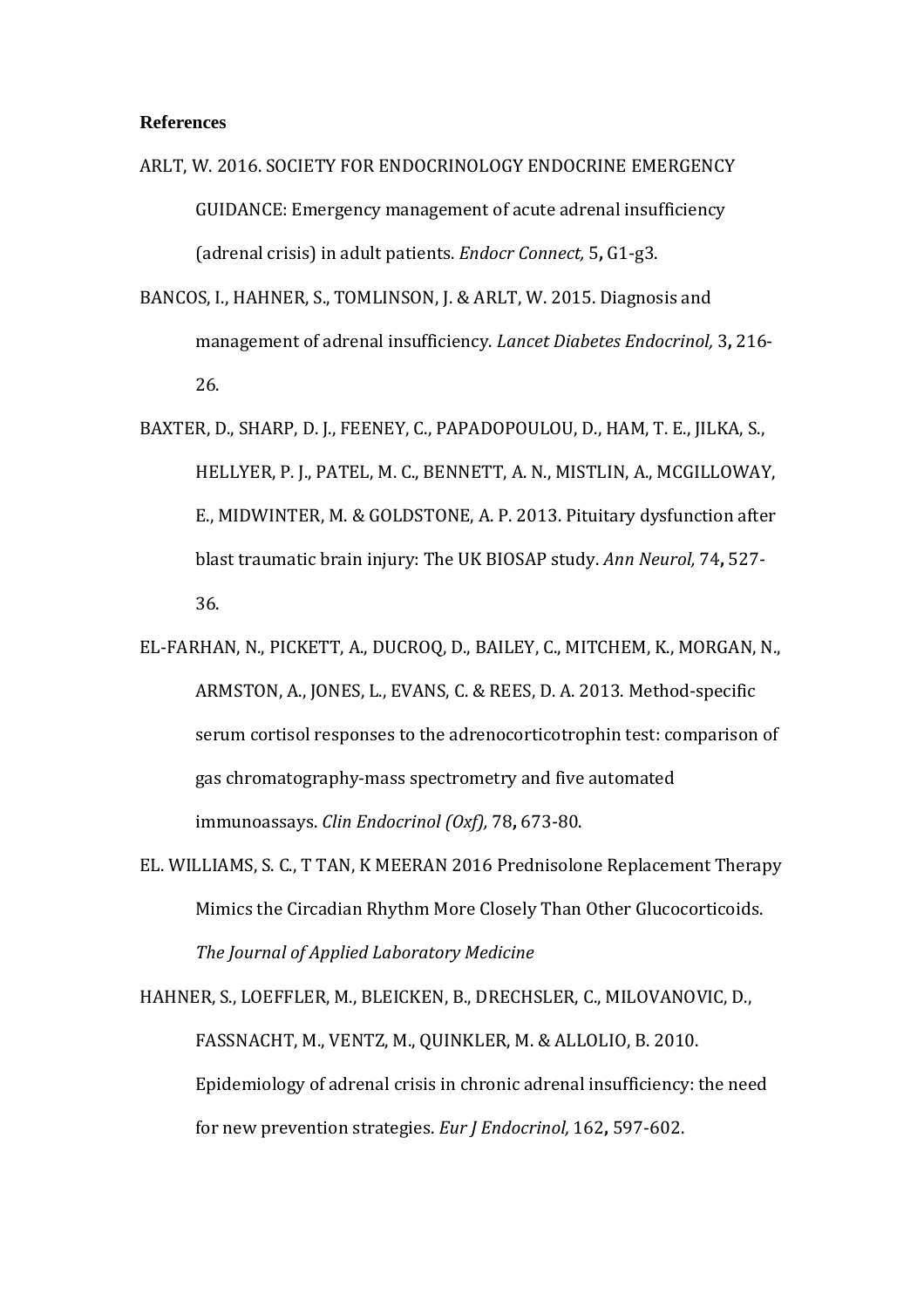**References**

ARLT, W. 2016. SOCIETY FOR ENDOCRINOLOGY ENDOCRINE EMERGENCY GUIDANCE: Emergency management of acute adrenal insufficiency (adrenal crisis) in adult patients. *Endocr Connect,* 5**,** G1-g3.

BANCOS, I., HAHNER, S., TOMLINSON, J. & ARLT, W. 2015. Diagnosis and management of adrenal insufficiency. *Lancet Diabetes Endocrinol,* 3**,** 216-26.

BAXTER, D., SHARP, D. J., FEENEY, C., PAPADOPOULOU, D., HAM, T. E., JILKA, S., HELLYER, P. J., PATEL, M. C., BENNETT, A. N., MISTLIN, A., MCGILLOWAY, E., MIDWINTER, M. & GOLDSTONE, A. P. 2013. Pituitary dysfunction after blast traumatic brain injury: The UK BIOSAP study. *Ann Neurol,* 74**,** 527-36.

EL-FARHAN, N., PICKETT, A., DUCROQ, D., BAILEY, C., MITCHEM, K., MORGAN, N., ARMSTON, A., JONES, L., EVANS, C. & REES, D. A. 2013. Method-specific serum cortisol responses to the adrenocorticotrophin test: comparison of gas chromatography-mass spectrometry and five automated immunoassays. *Clin Endocrinol (Oxf),* 78**,** 673-80.

EL. WILLIAMS, S. C., T TAN, K MEERAN 2016 Prednisolone Replacement Therapy Mimics the Circadian Rhythm More Closely Than Other Glucocorticoids. *The Journal of Applied Laboratory Medicine*

HAHNER, S., LOEFFLER, M., BLEICKEN, B., DRECHSLER, C., MILOVANOVIC, D., FASSNACHT, M., VENTZ, M., QUINKLER, M. & ALLOLIO, B. 2010. Epidemiology of adrenal crisis in chronic adrenal insufficiency: the need for new prevention strategies. *Eur J Endocrinol,* 162**,** 597-602.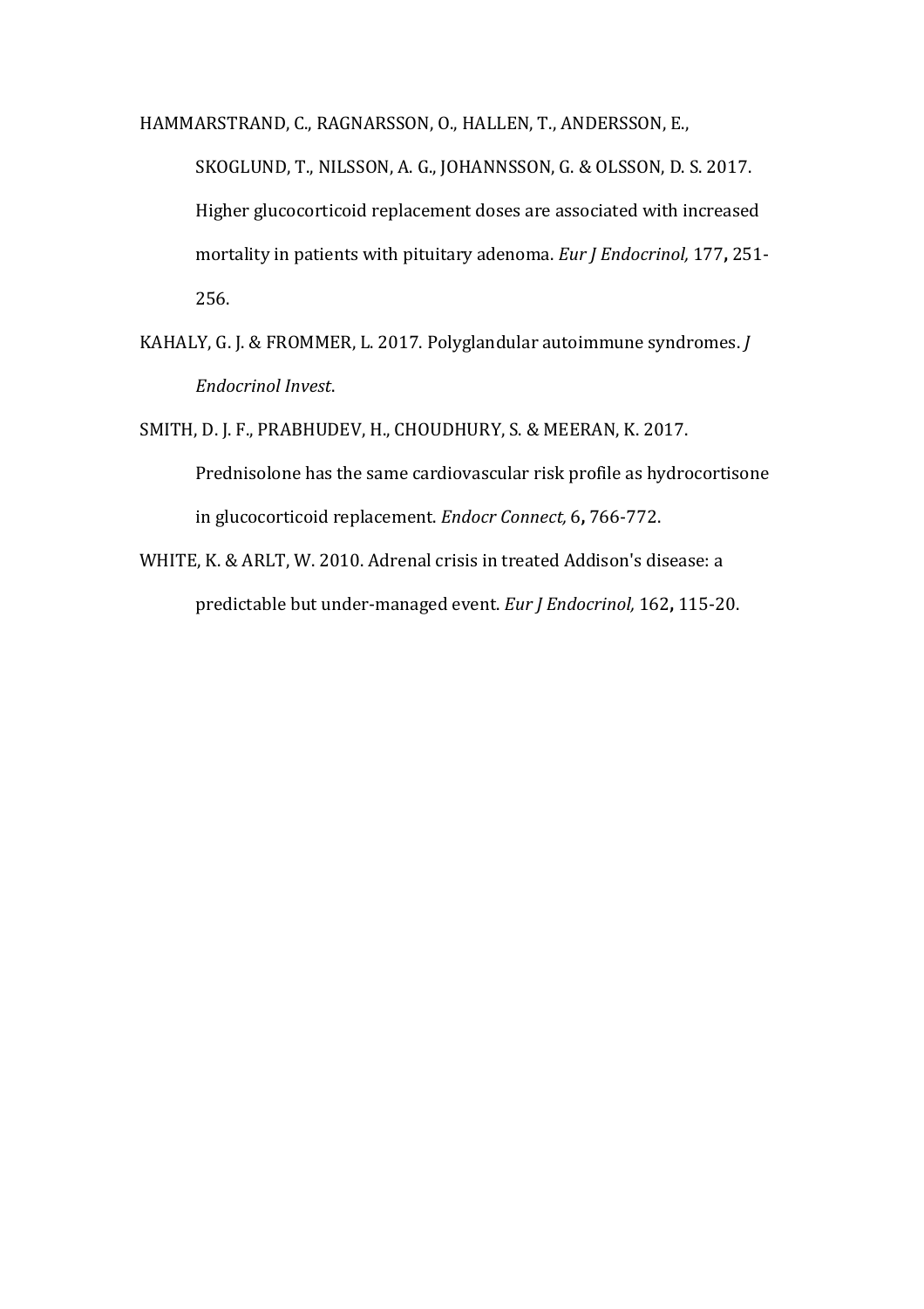HAMMARSTRAND, C., RAGNARSSON, O., HALLEN, T., ANDERSSON, E., SKOGLUND, T., NILSSON, A. G., JOHANNSSON, G. & OLSSON, D. S. 2017. Higher glucocorticoid replacement doses are associated with increased mortality in patients with pituitary adenoma. *Eur J Endocrinol,* 177**,** 251-256.

KAHALY, G. J. & FROMMER, L. 2017. Polyglandular autoimmune syndromes. *J Endocrinol Invest*.

SMITH, D. J. F., PRABHUDEV, H., CHOUDHURY, S. & MEERAN, K. 2017. Prednisolone has the same cardiovascular risk profile as hydrocortisone in glucocorticoid replacement. *Endocr Connect,* 6**,** 766-772.

WHITE, K. & ARLT, W. 2010. Adrenal crisis in treated Addison's disease: a predictable but under-managed event. *Eur J Endocrinol,* 162**,** 115-20.